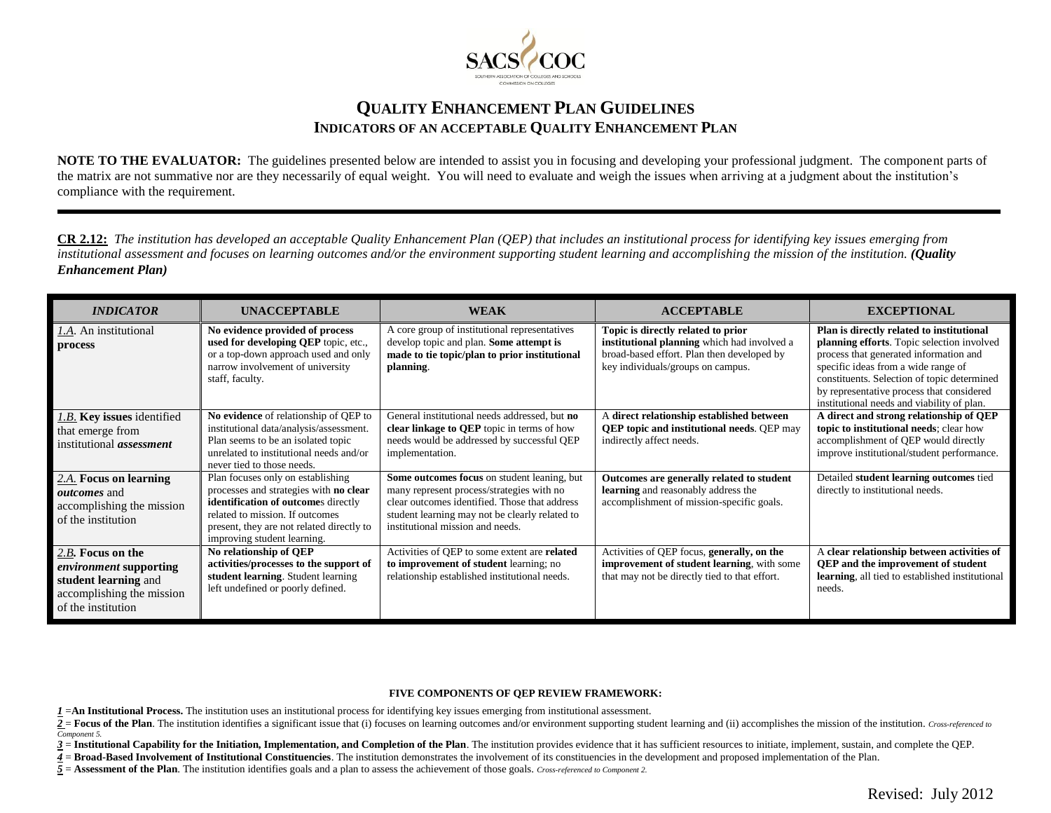# QUALITY ENHANCEMENT PLAN GUIDELINES

## INDICATORS OF AN ACCEPTABLE QUALITY ENHANCEMENT PLAN

**NOTE TO THE EVALUATOR:** The guidelines presented below are intended to assist you in focusing and developing your professional judgment. The component parts of the matrix are not summative nor are they necessarily of equal weight. You will need to evaluate and weigh the issues when arriving at a judgment about the institution's compliance with the requirement.

---

**CR 2.12:** *The institution has developed an acceptable Quality Enhancement Plan (QEP) that includes an institutional process for identifying key issues emerging from institutional assessment and focuses on learning outcomes and/or the environment supporting student learning and accomplishing the mission of the institution.* ***(Quality Enhancement Plan)***

| *INDICATOR* | UNACCEPTABLE | WEAK | ACCEPTABLE | EXCEPTIONAL |
|---|---|---|---|---|
| *1.A.* An institutional **process** | **No evidence provided of process used for developing QEP** topic, etc., or a top-down approach used and only narrow involvement of university staff, faculty. | A core group of institutional representatives develop topic and plan. **Some attempt is made to tie topic/plan to prior institutional planning**. | **Topic is directly related to prior institutional planning** which had involved a broad-based effort. Plan then developed by key individuals/groups on campus. | **Plan is directly related to institutional planning efforts**. Topic selection involved process that generated information and specific ideas from a wide range of constituents. Selection of topic determined by representative process that considered institutional needs and viability of plan. |
| *1.B.* **Key issues** identified that emerge from institutional ***assessment*** | **No evidence** of relationship of QEP to institutional data/analysis/assessment. Plan seems to be an isolated topic unrelated to institutional needs and/or never tied to those needs. | General institutional needs addressed, but **no clear linkage to QEP** topic in terms of how needs would be addressed by successful QEP implementation. | A **direct relationship established between QEP topic and institutional needs**. QEP may indirectly affect needs. | **A direct and strong relationship of QEP topic to institutional needs**; clear how accomplishment of QEP would directly improve institutional/student performance. |
| *2.A.* **Focus on learning** ***outcomes*** and accomplishing the mission of the institution | Plan focuses only on establishing processes and strategies with **no clear identification of outcome**s directly related to mission. If outcomes present, they are not related directly to improving student learning. | **Some outcomes focus** on student leaning, but many represent process/strategies with no clear outcomes identified. Those that address student learning may not be clearly related to institutional mission and needs. | **Outcomes are generally related to student learning** and reasonably address the accomplishment of mission-specific goals. | Detailed **student learning outcomes** tied directly to institutional needs. |
| *2.B.* **Focus on the** ***environment*** **supporting student learning** and accomplishing the mission of the institution | **No relationship of QEP activities/processes to the support of student learning**. Student learning left undefined or poorly defined. | Activities of QEP to some extent are **related to improvement of student** learning; no relationship established institutional needs. | Activities of QEP focus, **generally, on the improvement of student learning**, with some that may not be directly tied to that effort. | A **clear relationship between activities of QEP and the improvement of student learning**, all tied to established institutional needs. |

**FIVE COMPONENTS OF QEP REVIEW FRAMEWORK:**

***1*** =**An Institutional Process.** The institution uses an institutional process for identifying key issues emerging from institutional assessment.

***2*** = **Focus of the Plan**. The institution identifies a significant issue that (i) focuses on learning outcomes and/or environment supporting student learning and (ii) accomplishes the mission of the institution. *Cross-referenced to Component 5.*

***3*** = **Institutional Capability for the Initiation, Implementation, and Completion of the Plan**. The institution provides evidence that it has sufficient resources to initiate, implement, sustain, and complete the QEP.

***4*** = **Broad-Based Involvement of Institutional Constituencies**. The institution demonstrates the involvement of its constituencies in the development and proposed implementation of the Plan.

***5*** = **Assessment of the Plan**. The institution identifies goals and a plan to assess the achievement of those goals. *Cross-referenced to Component 2.*

Revised: July 2012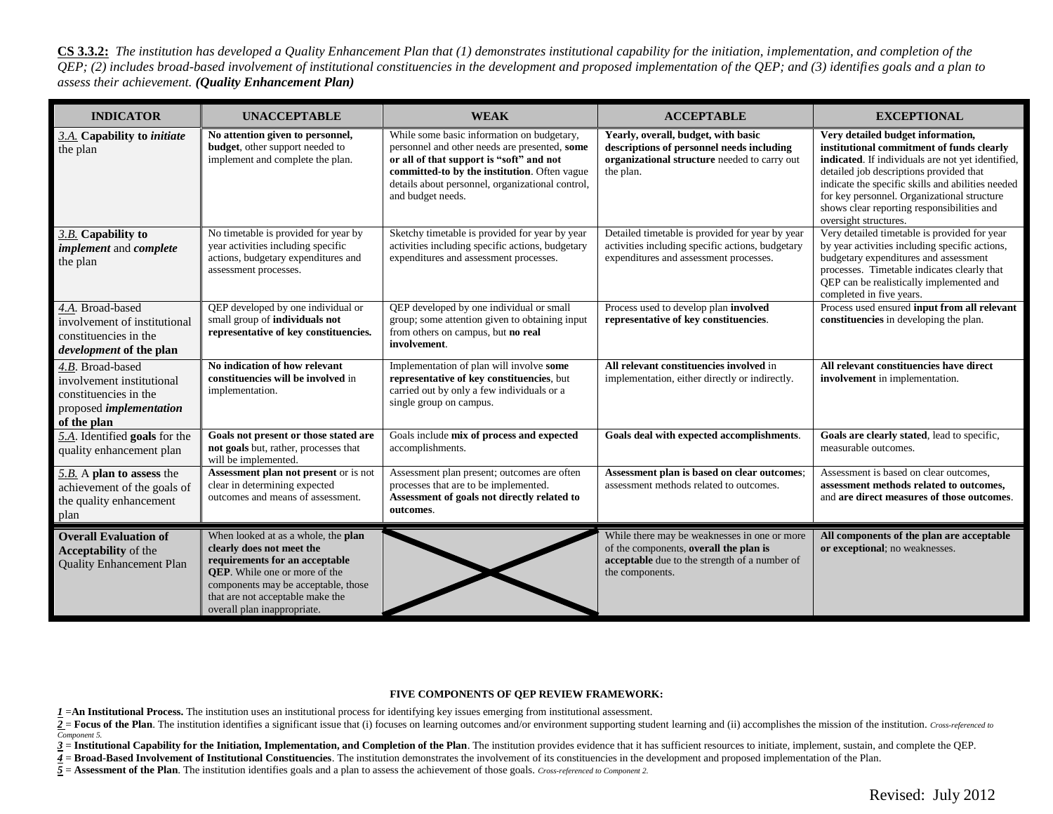**CS 3.3.2:** *The institution has developed a Quality Enhancement Plan that (1) demonstrates institutional capability for the initiation, implementation, and completion of the QEP; (2) includes broad-based involvement of institutional constituencies in the development and proposed implementation of the QEP; and (3) identifies goals and a plan to assess their achievement.* ***(Quality Enhancement Plan)***

| INDICATOR | UNACCEPTABLE | WEAK | ACCEPTABLE | EXCEPTIONAL |
|---|---|---|---|---|
| *3.A.* **Capability to *initiate*** the plan | **No attention given to personnel, budget**, other support needed to implement and complete the plan. | While some basic information on budgetary, personnel and other needs are presented, **some or all of that support is "soft" and not committed-to by the institution**. Often vague details about personnel, organizational control, and budget needs. | **Yearly, overall, budget, with basic descriptions of personnel needs including organizational structure** needed to carry out the plan. | **Very detailed budget information, institutional commitment of funds clearly indicated**. If individuals are not yet identified, detailed job descriptions provided that indicate the specific skills and abilities needed for key personnel. Organizational structure shows clear reporting responsibilities and oversight structures. |
| *3.B.* **Capability to *implement* and *complete*** the plan | No timetable is provided for year by year activities including specific actions, budgetary expenditures and assessment processes. | Sketchy timetable is provided for year by year activities including specific actions, budgetary expenditures and assessment processes. | Detailed timetable is provided for year by year activities including specific actions, budgetary expenditures and assessment processes. | Very detailed timetable is provided for year by year activities including specific actions, budgetary expenditures and assessment processes. Timetable indicates clearly that QEP can be realistically implemented and completed in five years. |
| *4.A.* Broad-based involvement of institutional constituencies in the ***development* of the plan** | QEP developed by one individual or small group of **individuals not representative of key constituencies.** | QEP developed by one individual or small group; some attention given to obtaining input from others on campus, but **no real involvement**. | Process used to develop plan **involved representative of key constituencies**. | Process used ensured **input from all relevant constituencies** in developing the plan. |
| *4.B.* Broad-based involvement institutional constituencies in the proposed ***implementation* of the plan** | **No indication of how relevant constituencies will be involved** in implementation. | Implementation of plan will involve **some representative of key constituencies**, but carried out by only a few individuals or a single group on campus. | **All relevant constituencies involved** in implementation, either directly or indirectly. | **All relevant constituencies have direct involvement** in implementation. |
| *5.A.* Identified **goals** for the quality enhancement plan | **Goals not present or those stated are not goals** but, rather, processes that will be implemented. | Goals include **mix of process and expected accomplishments**. | **Goals deal with expected accomplishments**. | **Goals are clearly stated**, lead to specific, measurable outcomes. |
| *5.B.* A **plan to assess** the achievement of the goals of the quality enhancement plan | **Assessment plan not present** or is not clear in determining expected outcomes and means of assessment. | Assessment plan present; outcomes are often processes that are to be implemented. **Assessment of goals not directly related to outcomes**. | **Assessment plan is based on clear outcomes**; assessment methods related to outcomes. | Assessment is based on clear outcomes, **assessment methods related to outcomes,** and **are direct measures of those outcomes**. |
| **Overall Evaluation of Acceptability** of the Quality Enhancement Plan | When looked at as a whole, the **plan clearly does not meet the requirements for an acceptable QEP**. While one or more of the components may be acceptable, those that are not acceptable make the overall plan inappropriate. | | While there may be weaknesses in one or more of the components, **overall the plan is acceptable** due to the strength of a number of the components. | **All components of the plan are acceptable or exceptional**; no weaknesses. |

**FIVE COMPONENTS OF QEP REVIEW FRAMEWORK:**

***1*** =**An Institutional Process.** The institution uses an institutional process for identifying key issues emerging from institutional assessment.

***2*** = **Focus of the Plan**. The institution identifies a significant issue that (i) focuses on learning outcomes and/or environment supporting student learning and (ii) accomplishes the mission of the institution. *Cross-referenced to Component 5.*

***3*** = **Institutional Capability for the Initiation, Implementation, and Completion of the Plan**. The institution provides evidence that it has sufficient resources to initiate, implement, sustain, and complete the QEP.

***4*** = **Broad-Based Involvement of Institutional Constituencies**. The institution demonstrates the involvement of its constituencies in the development and proposed implementation of the Plan.

***5*** = **Assessment of the Plan**. The institution identifies goals and a plan to assess the achievement of those goals. *Cross-referenced to Component 2.*

Revised: July 2012